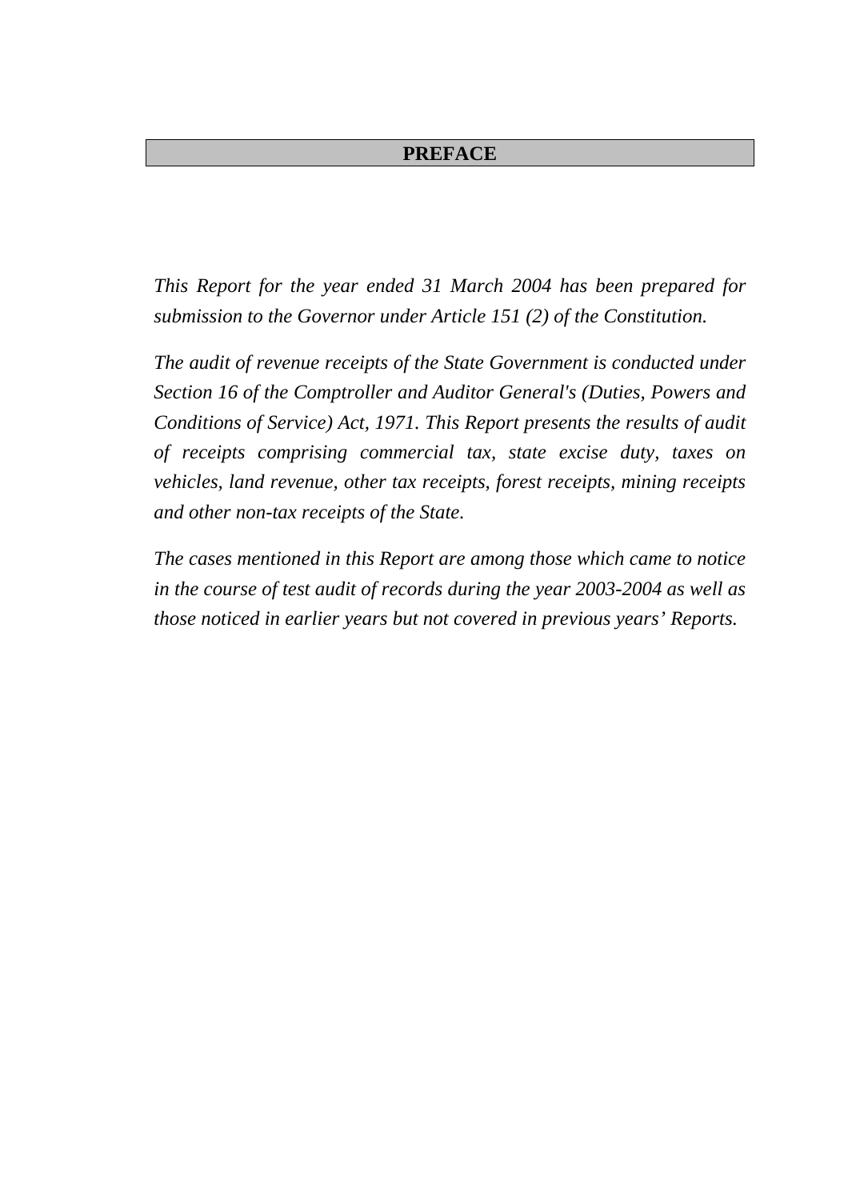# PREFACE

*This Report for the year ended 31 March 2004 has been prepared for submission to the Governor under Article 151 (2) of the Constitution.*

*The audit of revenue receipts of the State Government is conducted under Section 16 of the Comptroller and Auditor General's (Duties, Powers and Conditions of Service) Act, 1971. This Report presents the results of audit of receipts comprising commercial tax, state excise duty, taxes on vehicles, land revenue, other tax receipts, forest receipts, mining receipts and other non-tax receipts of the State.*

*The cases mentioned in this Report are among those which came to notice in the course of test audit of records during the year 2003-2004 as well as those noticed in earlier years but not covered in previous years' Reports.*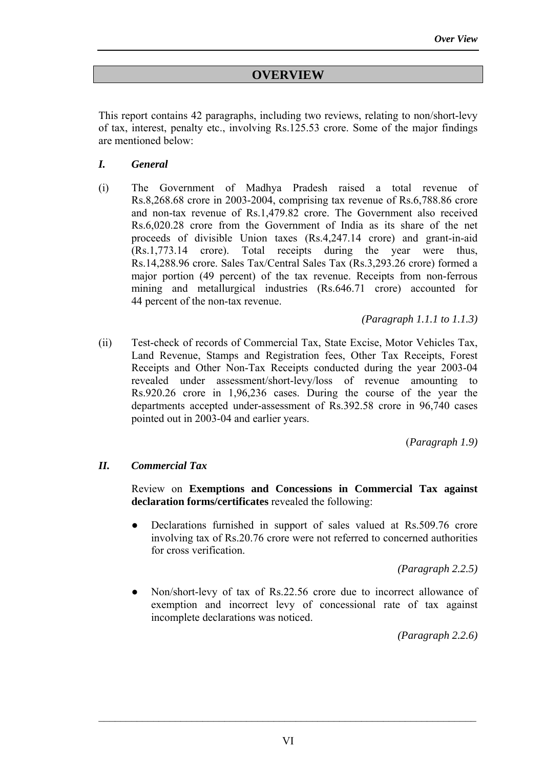# OVERVIEW

This report contains 42 paragraphs, including two reviews, relating to non/short-levy of tax, interest, penalty etc., involving Rs.125.53 crore. Some of the major findings are mentioned below:

## *I. General*

(i) The Government of Madhya Pradesh raised a total revenue of Rs.8,268.68 crore in 2003-2004, comprising tax revenue of Rs.6,788.86 crore and non-tax revenue of Rs.1,479.82 crore. The Government also received Rs.6,020.28 crore from the Government of India as its share of the net proceeds of divisible Union taxes (Rs.4,247.14 crore) and grant-in-aid (Rs.1,773.14 crore). Total receipts during the year were thus, Rs.14,288.96 crore. Sales Tax/Central Sales Tax (Rs.3,293.26 crore) formed a major portion (49 percent) of the tax revenue. Receipts from non-ferrous mining and metallurgical industries (Rs.646.71 crore) accounted for 44 percent of the non-tax revenue.

*(Paragraph 1.1.1 to 1.1.3)*

(ii) Test-check of records of Commercial Tax, State Excise, Motor Vehicles Tax, Land Revenue, Stamps and Registration fees, Other Tax Receipts, Forest Receipts and Other Non-Tax Receipts conducted during the year 2003-04 revealed under assessment/short-levy/loss of revenue amounting to Rs.920.26 crore in 1,96,236 cases. During the course of the year the departments accepted under-assessment of Rs.392.58 crore in 96,740 cases pointed out in 2003-04 and earlier years.

(*Paragraph 1.9)*

## *II. Commercial Tax*

Review on **Exemptions and Concessions in Commercial Tax against declaration forms/certificates** revealed the following:

- Declarations furnished in support of sales valued at Rs.509.76 crore involving tax of Rs.20.76 crore were not referred to concerned authorities for cross verification.

*(Paragraph 2.2.5)*

- Non/short-levy of tax of Rs.22.56 crore due to incorrect allowance of exemption and incorrect levy of concessional rate of tax against incomplete declarations was noticed.

*(Paragraph 2.2.6)*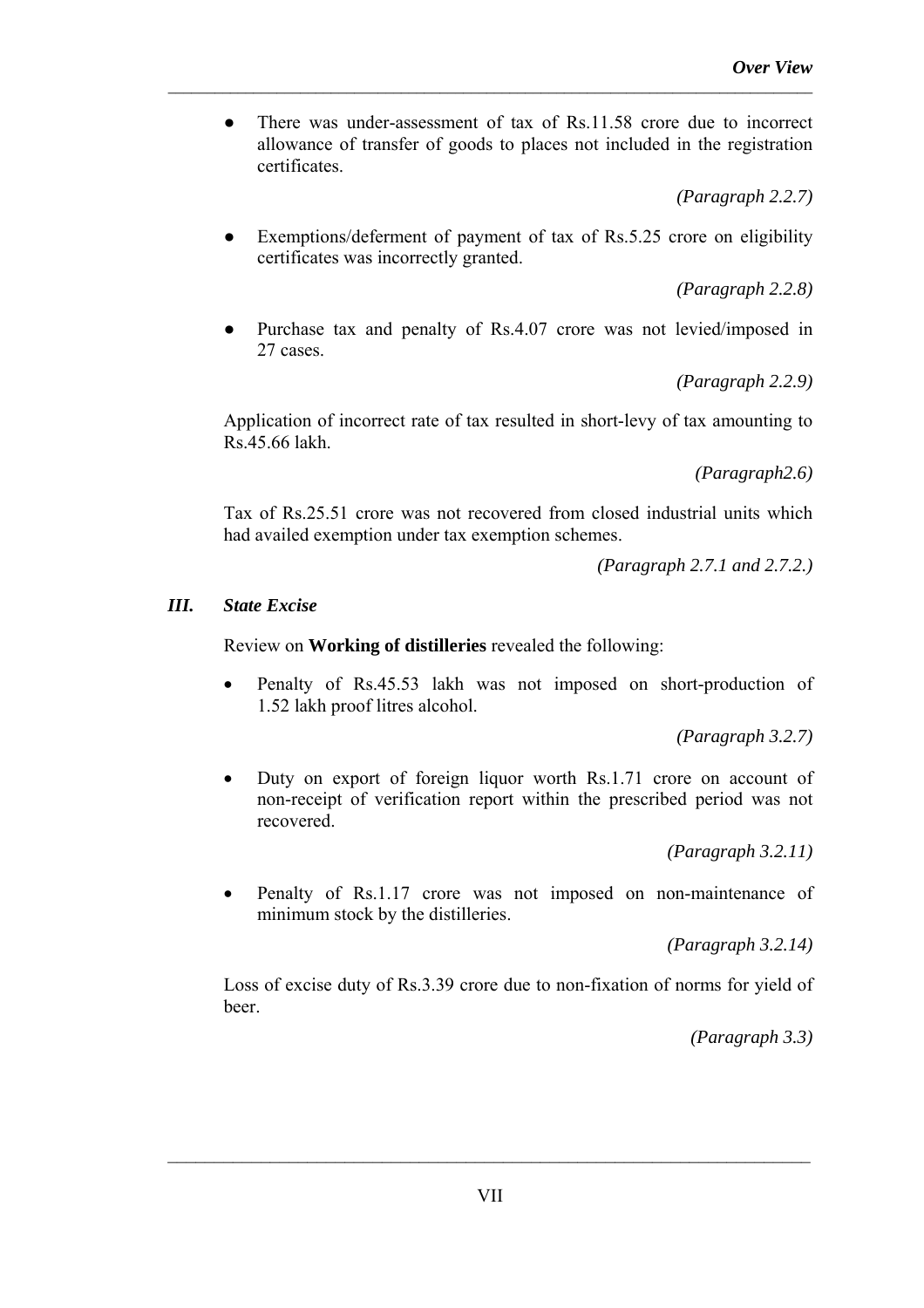- There was under-assessment of tax of Rs.11.58 crore due to incorrect allowance of transfer of goods to places not included in the registration certificates.

  *(Paragraph 2.2.7)*

- Exemptions/deferment of payment of tax of Rs.5.25 crore on eligibility certificates was incorrectly granted.

  *(Paragraph 2.2.8)*

- Purchase tax and penalty of Rs.4.07 crore was not levied/imposed in 27 cases.

  *(Paragraph 2.2.9)*

Application of incorrect rate of tax resulted in short-levy of tax amounting to Rs.45.66 lakh.

*(Paragraph2.6)*

Tax of Rs.25.51 crore was not recovered from closed industrial units which had availed exemption under tax exemption schemes.

*(Paragraph 2.7.1 and 2.7.2.)*

### *III. State Excise*

Review on **Working of distilleries** revealed the following:

- Penalty of Rs.45.53 lakh was not imposed on short-production of 1.52 lakh proof litres alcohol.

  *(Paragraph 3.2.7)*

- Duty on export of foreign liquor worth Rs.1.71 crore on account of non-receipt of verification report within the prescribed period was not recovered.

  *(Paragraph 3.2.11)*

- Penalty of Rs.1.17 crore was not imposed on non-maintenance of minimum stock by the distilleries.

  *(Paragraph 3.2.14)*

Loss of excise duty of Rs.3.39 crore due to non-fixation of norms for yield of beer.

*(Paragraph 3.3)*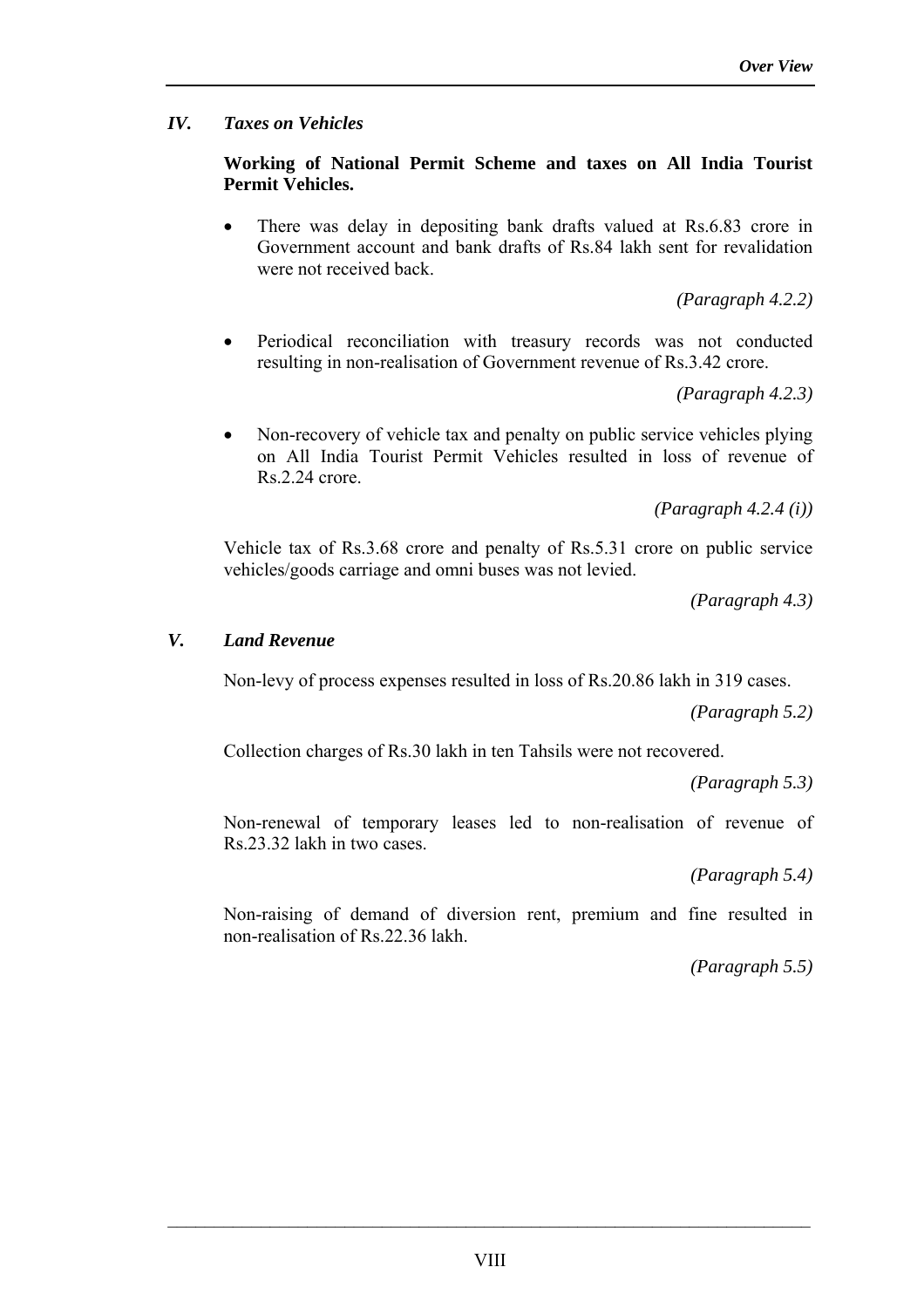## *IV. Taxes on Vehicles*

**Working of National Permit Scheme and taxes on All India Tourist Permit Vehicles.**

- There was delay in depositing bank drafts valued at Rs.6.83 crore in Government account and bank drafts of Rs.84 lakh sent for revalidation were not received back.

*(Paragraph 4.2.2)*

- Periodical reconciliation with treasury records was not conducted resulting in non-realisation of Government revenue of Rs.3.42 crore.

*(Paragraph 4.2.3)*

- Non-recovery of vehicle tax and penalty on public service vehicles plying on All India Tourist Permit Vehicles resulted in loss of revenue of Rs.2.24 crore.

*(Paragraph 4.2.4 (i))*

Vehicle tax of Rs.3.68 crore and penalty of Rs.5.31 crore on public service vehicles/goods carriage and omni buses was not levied.

*(Paragraph 4.3)*

## *V. Land Revenue*

Non-levy of process expenses resulted in loss of Rs.20.86 lakh in 319 cases.

*(Paragraph 5.2)*

Collection charges of Rs.30 lakh in ten Tahsils were not recovered.

*(Paragraph 5.3)*

Non-renewal of temporary leases led to non-realisation of revenue of Rs.23.32 lakh in two cases.

*(Paragraph 5.4)*

Non-raising of demand of diversion rent, premium and fine resulted in non-realisation of Rs.22.36 lakh.

*(Paragraph 5.5)*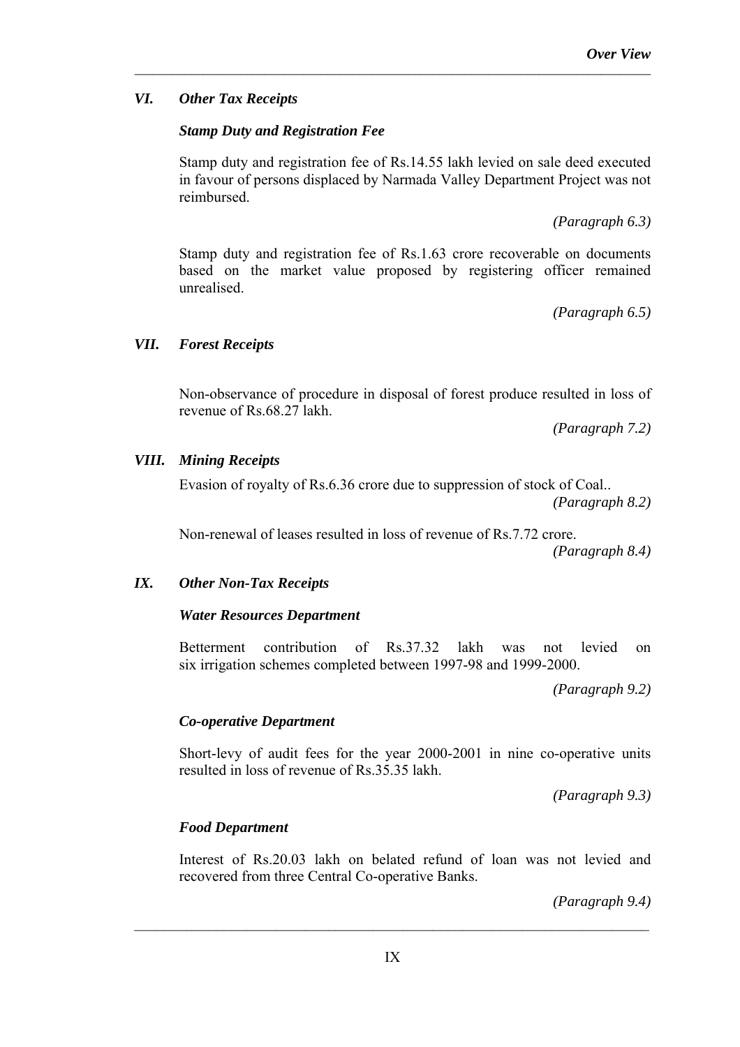### *VI. Other Tax Receipts*

#### ***Stamp Duty and Registration Fee***

Stamp duty and registration fee of Rs.14.55 lakh levied on sale deed executed in favour of persons displaced by Narmada Valley Department Project was not reimbursed.

*(Paragraph 6.3)*

Stamp duty and registration fee of Rs.1.63 crore recoverable on documents based on the market value proposed by registering officer remained unrealised.

*(Paragraph 6.5)*

### *VII. Forest Receipts*

Non-observance of procedure in disposal of forest produce resulted in loss of revenue of Rs.68.27 lakh.

*(Paragraph 7.2)*

### *VIII. Mining Receipts*

Evasion of royalty of Rs.6.36 crore due to suppression of stock of Coal..

*(Paragraph 8.2)*

Non-renewal of leases resulted in loss of revenue of Rs.7.72 crore.

*(Paragraph 8.4)*

### *IX. Other Non-Tax Receipts*

#### ***Water Resources Department***

Betterment contribution of Rs.37.32 lakh was not levied on six irrigation schemes completed between 1997-98 and 1999-2000.

*(Paragraph 9.2)*

#### ***Co-operative Department***

Short-levy of audit fees for the year 2000-2001 in nine co-operative units resulted in loss of revenue of Rs.35.35 lakh.

*(Paragraph 9.3)*

#### ***Food Department***

Interest of Rs.20.03 lakh on belated refund of loan was not levied and recovered from three Central Co-operative Banks.

*(Paragraph 9.4)*